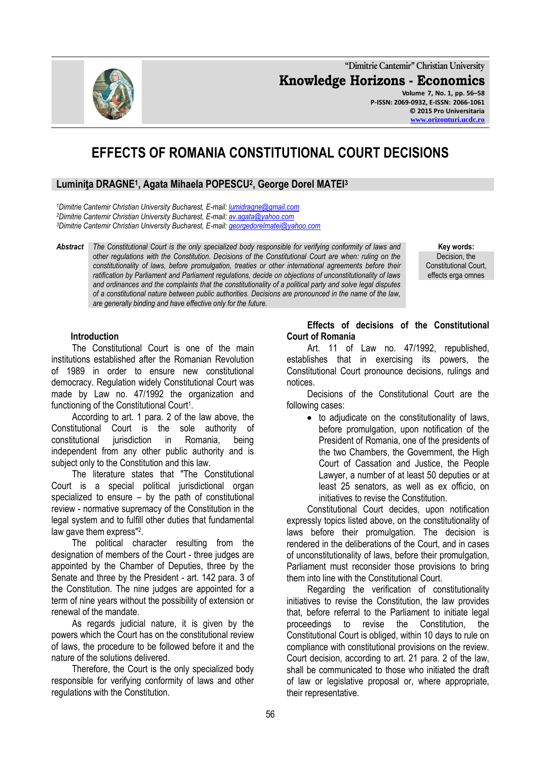# EFFECTS OF ROMANIA CONSTITUTIONAL COURT DECISIONS

**Luminiţa DRAGNE[1], Agata Mihaela POPESCU[2], George Dorel MATEI[3]**

*[1]Dimitrie Cantemir Christian University Bucharest, E-mail: lumidragne@gmail.com*
*[2]Dimitrie Cantemir Christian University Bucharest, E-mail: av.agata@yahoo.com*
*[3]Dimitrie Cantemir Christian University Bucharest, E-mail: georgedorelmatei@yahoo.com*

***Abstract*** *The Constitutional Court is the only specialized body responsible for verifying conformity of laws and other regulations with the Constitution. Decisions of the Constitutional Court are when: ruling on the constitutionality of laws, before promulgation, treaties or other international agreements before their ratification by Parliament and Parliament regulations, decide on objections of unconstitutionality of laws and ordinances and the complaints that the constitutionality of a political party and solve legal disputes of a constitutional nature between public authorities. Decisions are pronounced in the name of the law, are generally binding and have effective only for the future.*

**Key words:** Decision, the Constitutional Court, effects erga omnes

## Introduction

The Constitutional Court is one of the main institutions established after the Romanian Revolution of 1989 in order to ensure new constitutional democracy. Regulation widely Constitutional Court was made by Law no. 47/1992 the organization and functioning of the Constitutional Court[1].

According to art. 1 para. 2 of the law above, the Constitutional Court is the sole authority of constitutional jurisdiction in Romania, being independent from any other public authority and is subject only to the Constitution and this law.

The literature states that "The Constitutional Court is a special political jurisdictional organ specialized to ensure – by the path of constitutional review - normative supremacy of the Constitution in the legal system and to fulfill other duties that fundamental law gave them express"[2].

The political character resulting from the designation of members of the Court - three judges are appointed by the Chamber of Deputies, three by the Senate and three by the President - art. 142 para. 3 of the Constitution. The nine judges are appointed for a term of nine years without the possibility of extension or renewal of the mandate.

As regards judicial nature, it is given by the powers which the Court has on the constitutional review of laws, the procedure to be followed before it and the nature of the solutions delivered.

Therefore, the Court is the only specialized body responsible for verifying conformity of laws and other regulations with the Constitution.

## Effects of decisions of the Constitutional Court of Romania

Art. 11 of Law no. 47/1992, republished, establishes that in exercising its powers, the Constitutional Court pronounce decisions, rulings and notices.

Decisions of the Constitutional Court are the following cases:

- to adjudicate on the constitutionality of laws, before promulgation, upon notification of the President of Romania, one of the presidents of the two Chambers, the Government, the High Court of Cassation and Justice, the People Lawyer, a number of at least 50 deputies or at least 25 senators, as well as ex officio, on initiatives to revise the Constitution.

Constitutional Court decides, upon notification expressly topics listed above, on the constitutionality of laws before their promulgation. The decision is rendered in the deliberations of the Court, and in cases of unconstitutionality of laws, before their promulgation, Parliament must reconsider those provisions to bring them into line with the Constitutional Court.

Regarding the verification of constitutionality initiatives to revise the Constitution, the law provides that, before referral to the Parliament to initiate legal proceedings to revise the Constitution, the Constitutional Court is obliged, within 10 days to rule on compliance with constitutional provisions on the review. Court decision, according to art. 21 para. 2 of the law, shall be communicated to those who initiated the draft of law or legislative proposal or, where appropriate, their representative.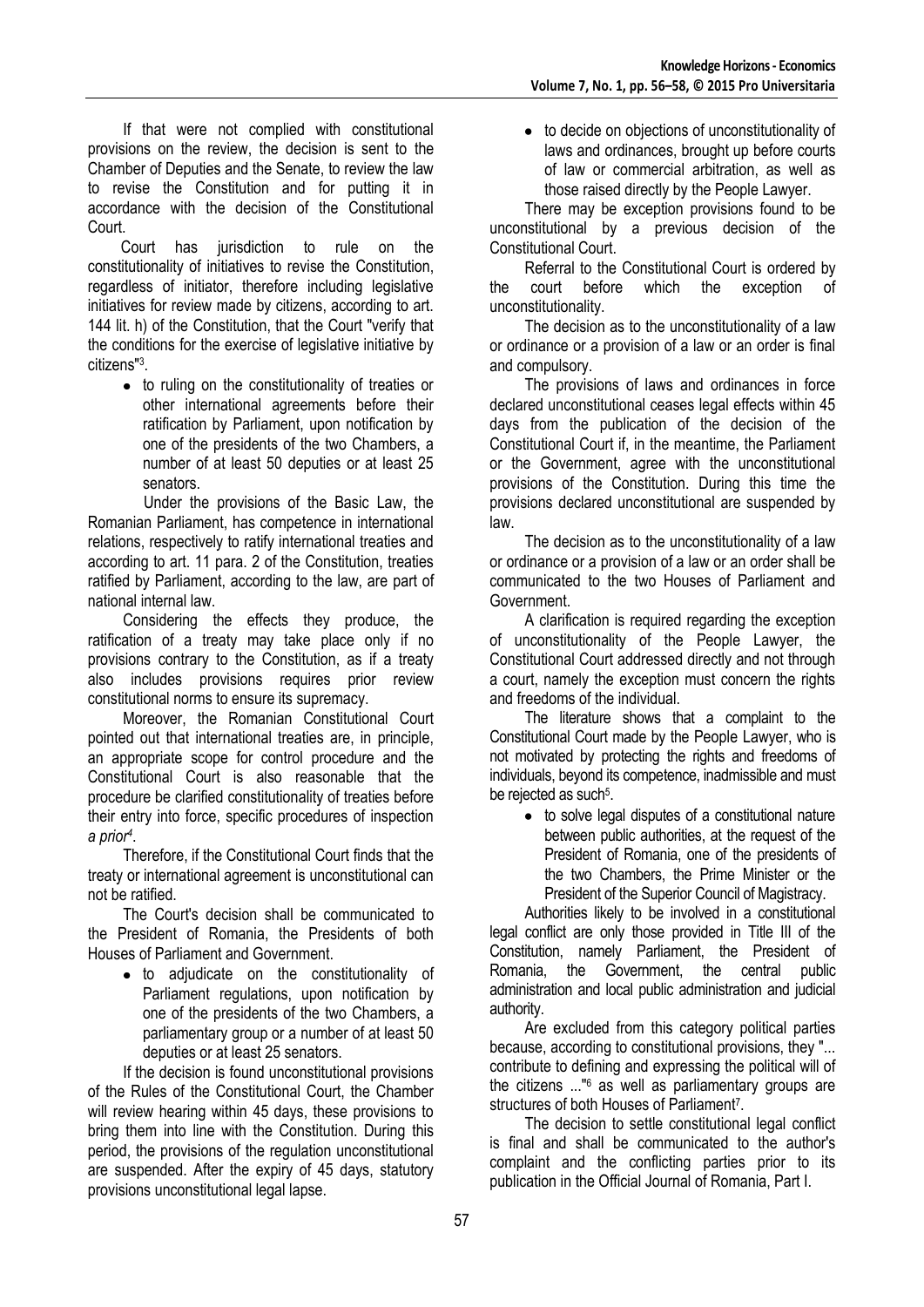If that were not complied with constitutional provisions on the review, the decision is sent to the Chamber of Deputies and the Senate, to review the law to revise the Constitution and for putting it in accordance with the decision of the Constitutional Court.

Court has jurisdiction to rule on the constitutionality of initiatives to revise the Constitution, regardless of initiator, therefore including legislative initiatives for review made by citizens, according to art. 144 lit. h) of the Constitution, that the Court "verify that the conditions for the exercise of legislative initiative by citizens"[3].

- to ruling on the constitutionality of treaties or other international agreements before their ratification by Parliament, upon notification by one of the presidents of the two Chambers, a number of at least 50 deputies or at least 25 senators.

Under the provisions of the Basic Law, the Romanian Parliament, has competence in international relations, respectively to ratify international treaties and according to art. 11 para. 2 of the Constitution, treaties ratified by Parliament, according to the law, are part of national internal law.

Considering the effects they produce, the ratification of a treaty may take place only if no provisions contrary to the Constitution, as if a treaty also includes provisions requires prior review constitutional norms to ensure its supremacy.

Moreover, the Romanian Constitutional Court pointed out that international treaties are, in principle, an appropriate scope for control procedure and the Constitutional Court is also reasonable that the procedure be clarified constitutionality of treaties before their entry into force, specific procedures of inspection *a prior*[4].

Therefore, if the Constitutional Court finds that the treaty or international agreement is unconstitutional can not be ratified.

The Court's decision shall be communicated to the President of Romania, the Presidents of both Houses of Parliament and Government.

- to adjudicate on the constitutionality of Parliament regulations, upon notification by one of the presidents of the two Chambers, a parliamentary group or a number of at least 50 deputies or at least 25 senators.

If the decision is found unconstitutional provisions of the Rules of the Constitutional Court, the Chamber will review hearing within 45 days, these provisions to bring them into line with the Constitution. During this period, the provisions of the regulation unconstitutional are suspended. After the expiry of 45 days, statutory provisions unconstitutional legal lapse.

- to decide on objections of unconstitutionality of laws and ordinances, brought up before courts of law or commercial arbitration, as well as those raised directly by the People Lawyer.

There may be exception provisions found to be unconstitutional by a previous decision of the Constitutional Court.

Referral to the Constitutional Court is ordered by the court before which the exception of unconstitutionality.

The decision as to the unconstitutionality of a law or ordinance or a provision of a law or an order is final and compulsory.

The provisions of laws and ordinances in force declared unconstitutional ceases legal effects within 45 days from the publication of the decision of the Constitutional Court if, in the meantime, the Parliament or the Government, agree with the unconstitutional provisions of the Constitution. During this time the provisions declared unconstitutional are suspended by law.

The decision as to the unconstitutionality of a law or ordinance or a provision of a law or an order shall be communicated to the two Houses of Parliament and Government.

A clarification is required regarding the exception of unconstitutionality of the People Lawyer, the Constitutional Court addressed directly and not through a court, namely the exception must concern the rights and freedoms of the individual.

The literature shows that a complaint to the Constitutional Court made by the People Lawyer, who is not motivated by protecting the rights and freedoms of individuals, beyond its competence, inadmissible and must be rejected as such[5].

- to solve legal disputes of a constitutional nature between public authorities, at the request of the President of Romania, one of the presidents of the two Chambers, the Prime Minister or the President of the Superior Council of Magistracy.

Authorities likely to be involved in a constitutional legal conflict are only those provided in Title III of the Constitution, namely Parliament, the President of Romania, the Government, the central public administration and local public administration and judicial authority.

Are excluded from this category political parties because, according to constitutional provisions, they "... contribute to defining and expressing the political will of the citizens ..."[6] as well as parliamentary groups are structures of both Houses of Parliament[7].

The decision to settle constitutional legal conflict is final and shall be communicated to the author's complaint and the conflicting parties prior to its publication in the Official Journal of Romania, Part I.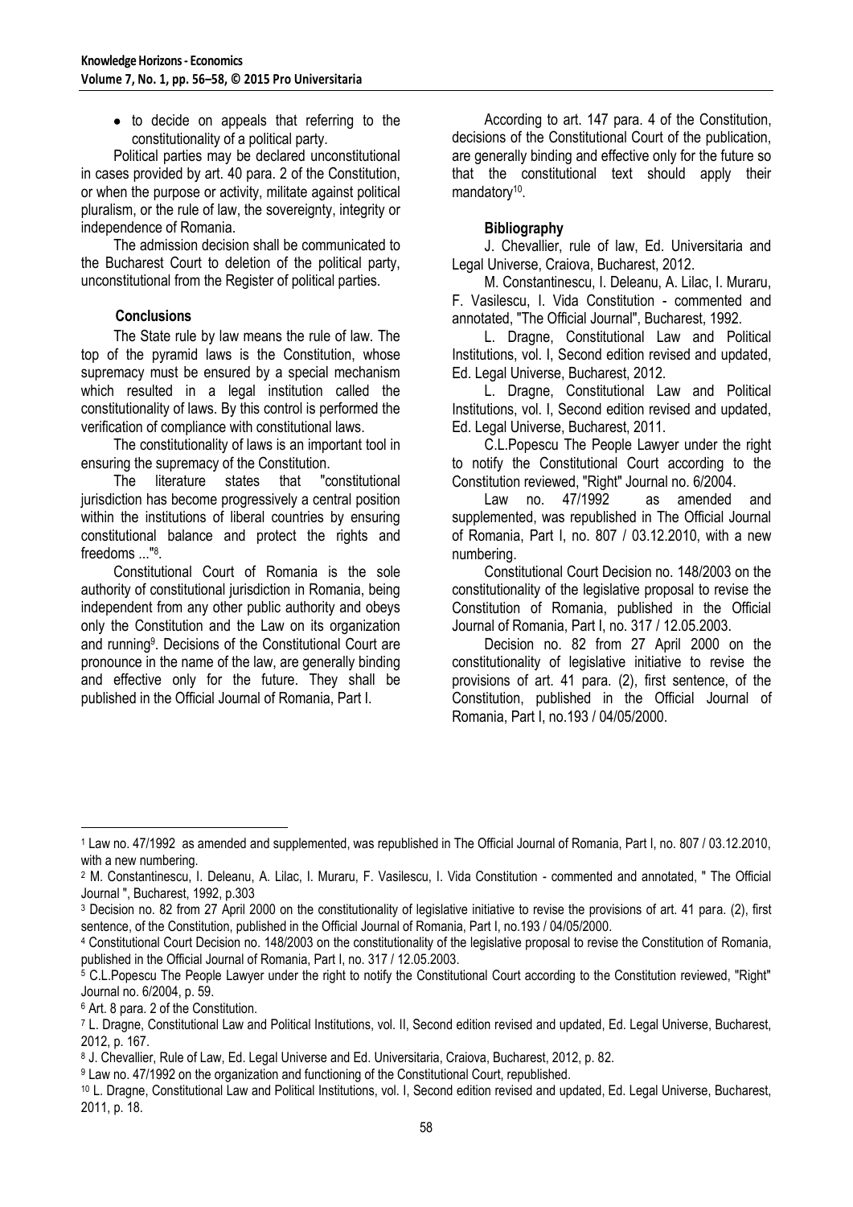- to decide on appeals that referring to the constitutionality of a political party.

Political parties may be declared unconstitutional in cases provided by art. 40 para. 2 of the Constitution, or when the purpose or activity, militate against political pluralism, or the rule of law, the sovereignty, integrity or independence of Romania.

The admission decision shall be communicated to the Bucharest Court to deletion of the political party, unconstitutional from the Register of political parties.

## Conclusions

The State rule by law means the rule of law. The top of the pyramid laws is the Constitution, whose supremacy must be ensured by a special mechanism which resulted in a legal institution called the constitutionality of laws. By this control is performed the verification of compliance with constitutional laws.

The constitutionality of laws is an important tool in ensuring the supremacy of the Constitution.

The literature states that "constitutional jurisdiction has become progressively a central position within the institutions of liberal countries by ensuring constitutional balance and protect the rights and freedoms ..."[8].

Constitutional Court of Romania is the sole authority of constitutional jurisdiction in Romania, being independent from any other public authority and obeys only the Constitution and the Law on its organization and running[9]. Decisions of the Constitutional Court are pronounce in the name of the law, are generally binding and effective only for the future. They shall be published in the Official Journal of Romania, Part I.

According to art. 147 para. 4 of the Constitution, decisions of the Constitutional Court of the publication, are generally binding and effective only for the future so that the constitutional text should apply their mandatory[10].

## Bibliography

J. Chevallier, rule of law, Ed. Universitaria and Legal Universe, Craiova, Bucharest, 2012.

M. Constantinescu, I. Deleanu, A. Lilac, I. Muraru, F. Vasilescu, I. Vida Constitution - commented and annotated, "The Official Journal", Bucharest, 1992.

L. Dragne, Constitutional Law and Political Institutions, vol. I, Second edition revised and updated, Ed. Legal Universe, Bucharest, 2012.

L. Dragne, Constitutional Law and Political Institutions, vol. I, Second edition revised and updated, Ed. Legal Universe, Bucharest, 2011.

C.L.Popescu The People Lawyer under the right to notify the Constitutional Court according to the Constitution reviewed, "Right" Journal no. 6/2004.

Law no. 47/1992 as amended and supplemented, was republished in The Official Journal of Romania, Part I, no. 807 / 03.12.2010, with a new numbering.

Constitutional Court Decision no. 148/2003 on the constitutionality of the legislative proposal to revise the Constitution of Romania, published in the Official Journal of Romania, Part I, no. 317 / 12.05.2003.

Decision no. 82 from 27 April 2000 on the constitutionality of legislative initiative to revise the provisions of art. 41 para. (2), first sentence, of the Constitution, published in the Official Journal of Romania, Part I, no.193 / 04/05/2000.

---

[1] Law no. 47/1992 as amended and supplemented, was republished in The Official Journal of Romania, Part I, no. 807 / 03.12.2010, with a new numbering.

[2] M. Constantinescu, I. Deleanu, A. Lilac, I. Muraru, F. Vasilescu, I. Vida Constitution - commented and annotated, " The Official Journal ", Bucharest, 1992, p.303

[3] Decision no. 82 from 27 April 2000 on the constitutionality of legislative initiative to revise the provisions of art. 41 para. (2), first sentence, of the Constitution, published in the Official Journal of Romania, Part I, no.193 / 04/05/2000.

[4] Constitutional Court Decision no. 148/2003 on the constitutionality of the legislative proposal to revise the Constitution of Romania, published in the Official Journal of Romania, Part I, no. 317 / 12.05.2003.

[5] C.L.Popescu The People Lawyer under the right to notify the Constitutional Court according to the Constitution reviewed, "Right" Journal no. 6/2004, p. 59.

[6] Art. 8 para. 2 of the Constitution.

[7] L. Dragne, Constitutional Law and Political Institutions, vol. II, Second edition revised and updated, Ed. Legal Universe, Bucharest, 2012, p. 167.

[8] J. Chevallier, Rule of Law, Ed. Legal Universe and Ed. Universitaria, Craiova, Bucharest, 2012, p. 82.

[9] Law no. 47/1992 on the organization and functioning of the Constitutional Court, republished.

[10] L. Dragne, Constitutional Law and Political Institutions, vol. I, Second edition revised and updated, Ed. Legal Universe, Bucharest, 2011, p. 18.